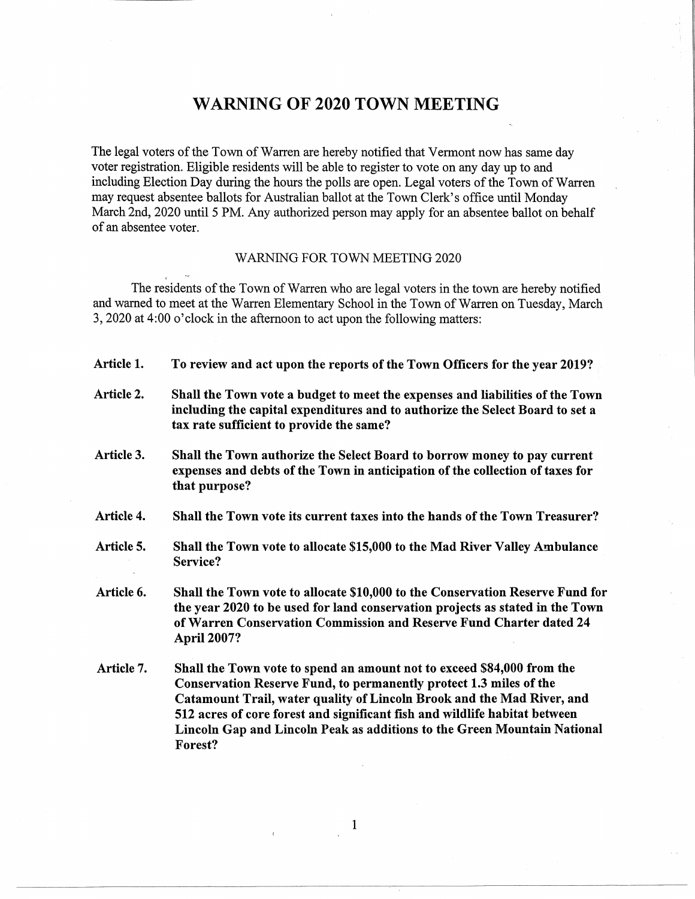# WARNING OF 2020 TOWN MEETING

The legal voters of the Town of Warren are hereby notified that Vermont now has same day voter registration. Eligible residents will be able to register to vote on any day up to and including Election Day during the hours the polls are open. Legal voters of the Town of Warren may request absentee ballots for Australian ballot at the Town Clerk's office until Monday March 2nd, 2020 until 5 PM. Any authorized person may apply for an absentee ballot on behalf of an absentee voter.

## WARNING FOR TOWN MEETING 2020

The residents of the Town of Warren who are legal voters in the town are hereby notified and warned to meet at the Warren Elementary School in the Town of Warren on Tuesday, March 3, 2020 at 4:00 o'clock in the afternoon to act upon the following matters:

**Article 1.** **To review and act upon the reports of the Town Officers for the year 2019?**

**Article 2.** **Shall the Town vote a budget to meet the expenses and liabilities of the Town including the capital expenditures and to authorize the Select Board to set a tax rate sufficient to provide the same?**

**Article 3.** **Shall the Town authorize the Select Board to borrow money to pay current expenses and debts of the Town in anticipation of the collection of taxes for that purpose?**

**Article 4.** **Shall the Town vote its current taxes into the hands of the Town Treasurer?**

**Article 5.** **Shall the Town vote to allocate $15,000 to the Mad River Valley Ambulance Service?**

**Article 6.** **Shall the Town vote to allocate $10,000 to the Conservation Reserve Fund for the year 2020 to be used for land conservation projects as stated in the Town of Warren Conservation Commission and Reserve Fund Charter dated 24 April 2007?**

**Article 7.** **Shall the Town vote to spend an amount not to exceed $84,000 from the Conservation Reserve Fund, to permanently protect 1.3 miles of the Catamount Trail, water quality of Lincoln Brook and the Mad River, and 512 acres of core forest and significant fish and wildlife habitat between Lincoln Gap and Lincoln Peak as additions to the Green Mountain National Forest?**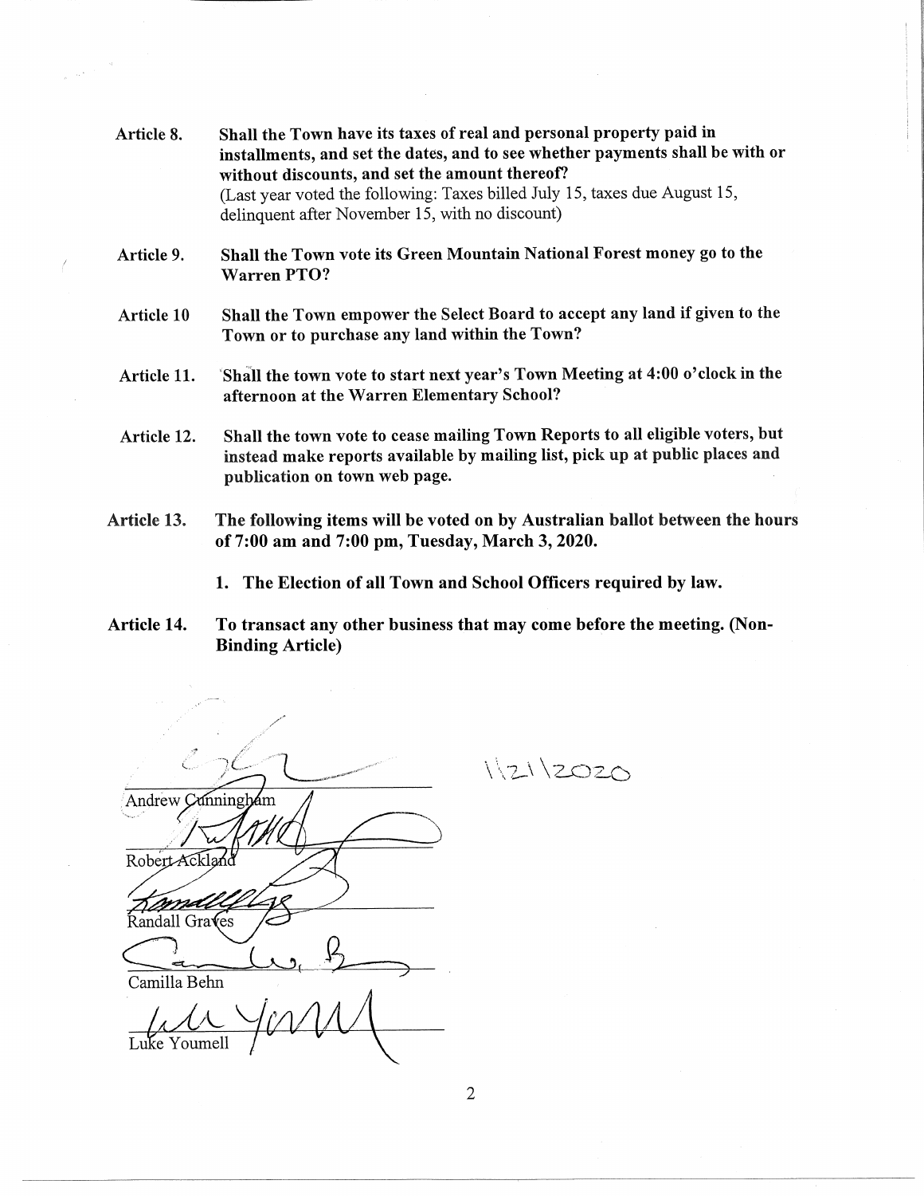**Article 8.** **Shall the Town have its taxes of real and personal property paid in installments, and set the dates, and to see whether payments shall be with or without discounts, and set the amount thereof?**
(Last year voted the following: Taxes billed July 15, taxes due August 15, delinquent after November 15, with no discount)

**Article 9.** **Shall the Town vote its Green Mountain National Forest money go to the Warren PTO?**

**Article 10** **Shall the Town empower the Select Board to accept any land if given to the Town or to purchase any land within the Town?**

**Article 11.** **Shall the town vote to start next year's Town Meeting at 4:00 o'clock in the afternoon at the Warren Elementary School?**

**Article 12.** **Shall the town vote to cease mailing Town Reports to all eligible voters, but instead make reports available by mailing list, pick up at public places and publication on town web page.**

**Article 13.** **The following items will be voted on by Australian ballot between the hours of 7:00 am and 7:00 pm, Tuesday, March 3, 2020.**

1. **The Election of all Town and School Officers required by law.**

**Article 14.** **To transact any other business that may come before the meeting. (Non-Binding Article)**

Andrew Cunningham

Robert Ackland

Randall Graves

Camilla Behn

Luke Youmell

1\21\2020